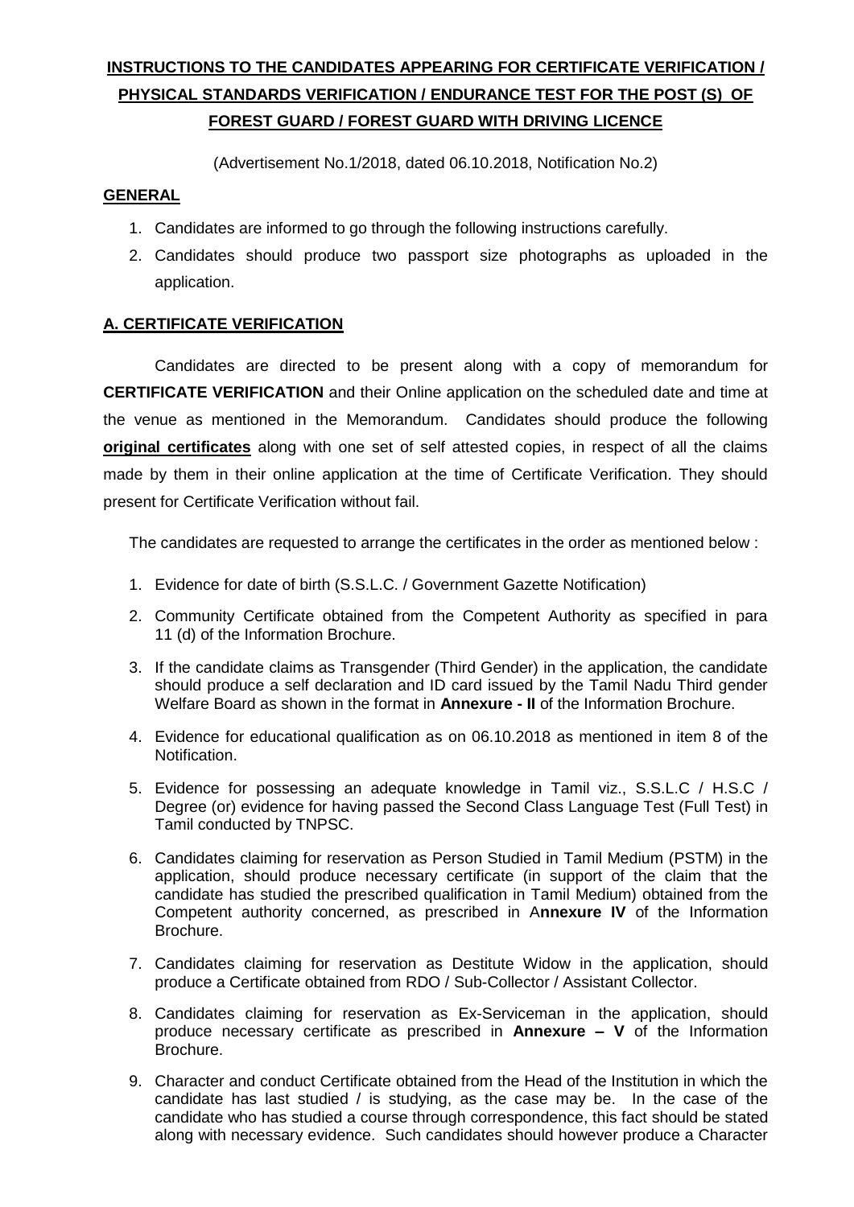# INSTRUCTIONS TO THE CANDIDATES APPEARING FOR CERTIFICATE VERIFICATION / PHYSICAL STANDARDS VERIFICATION / ENDURANCE TEST FOR THE POST (S) OF FOREST GUARD / FOREST GUARD WITH DRIVING LICENCE

(Advertisement No.1/2018, dated 06.10.2018, Notification No.2)

## GENERAL

1. Candidates are informed to go through the following instructions carefully.
2. Candidates should produce two passport size photographs as uploaded in the application.

## A. CERTIFICATE VERIFICATION

Candidates are directed to be present along with a copy of memorandum for **CERTIFICATE VERIFICATION** and their Online application on the scheduled date and time at the venue as mentioned in the Memorandum. Candidates should produce the following **original certificates** along with one set of self attested copies, in respect of all the claims made by them in their online application at the time of Certificate Verification. They should present for Certificate Verification without fail.

The candidates are requested to arrange the certificates in the order as mentioned below :

1. Evidence for date of birth (S.S.L.C. / Government Gazette Notification)
2. Community Certificate obtained from the Competent Authority as specified in para 11 (d) of the Information Brochure.
3. If the candidate claims as Transgender (Third Gender) in the application, the candidate should produce a self declaration and ID card issued by the Tamil Nadu Third gender Welfare Board as shown in the format in **Annexure - II** of the Information Brochure.
4. Evidence for educational qualification as on 06.10.2018 as mentioned in item 8 of the Notification.
5. Evidence for possessing an adequate knowledge in Tamil viz., S.S.L.C / H.S.C / Degree (or) evidence for having passed the Second Class Language Test (Full Test) in Tamil conducted by TNPSC.
6. Candidates claiming for reservation as Person Studied in Tamil Medium (PSTM) in the application, should produce necessary certificate (in support of the claim that the candidate has studied the prescribed qualification in Tamil Medium) obtained from the Competent authority concerned, as prescribed in A**nnexure IV** of the Information Brochure.
7. Candidates claiming for reservation as Destitute Widow in the application, should produce a Certificate obtained from RDO / Sub-Collector / Assistant Collector.
8. Candidates claiming for reservation as Ex-Serviceman in the application, should produce necessary certificate as prescribed in **Annexure – V** of the Information Brochure.
9. Character and conduct Certificate obtained from the Head of the Institution in which the candidate has last studied / is studying, as the case may be. In the case of the candidate who has studied a course through correspondence, this fact should be stated along with necessary evidence. Such candidates should however produce a Character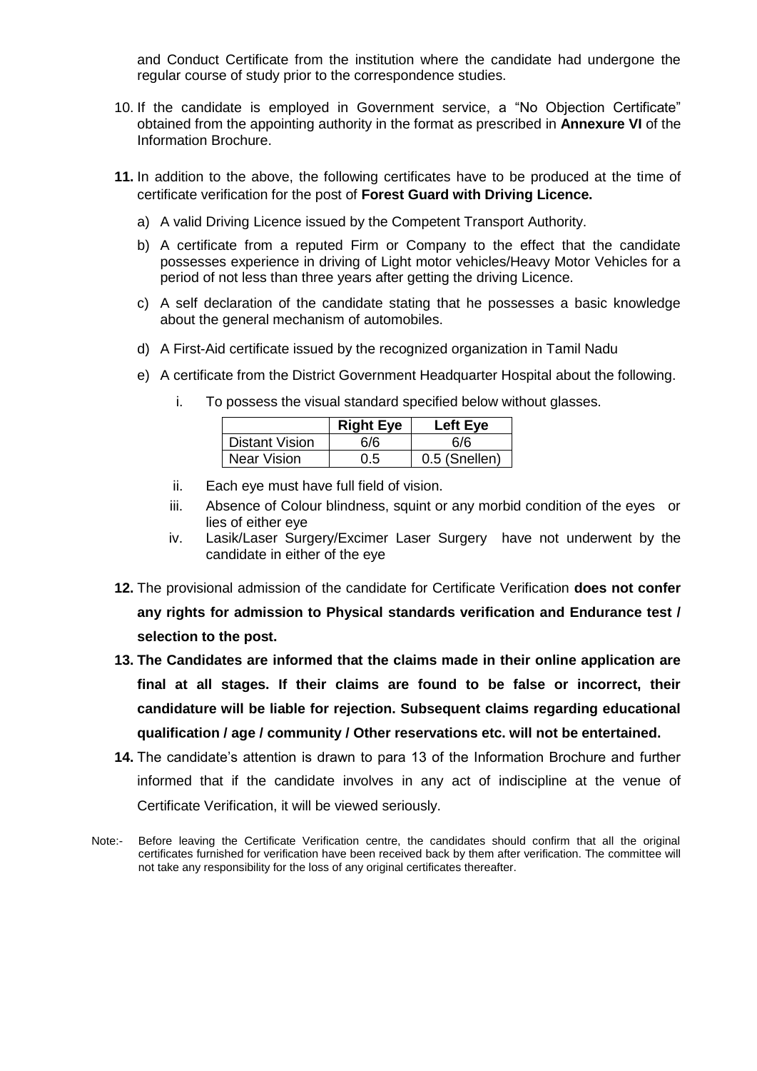and Conduct Certificate from the institution where the candidate had undergone the regular course of study prior to the correspondence studies.

10. If the candidate is employed in Government service, a "No Objection Certificate" obtained from the appointing authority in the format as prescribed in **Annexure VI** of the Information Brochure.

**11.** In addition to the above, the following certificates have to be produced at the time of certificate verification for the post of **Forest Guard with Driving Licence.**

a) A valid Driving Licence issued by the Competent Transport Authority.

b) A certificate from a reputed Firm or Company to the effect that the candidate possesses experience in driving of Light motor vehicles/Heavy Motor Vehicles for a period of not less than three years after getting the driving Licence.

c) A self declaration of the candidate stating that he possesses a basic knowledge about the general mechanism of automobiles.

d) A First-Aid certificate issued by the recognized organization in Tamil Nadu

e) A certificate from the District Government Headquarter Hospital about the following.

i. To possess the visual standard specified below without glasses.

| | **Right Eye** | **Left Eye** |
|---|---|---|
| Distant Vision | 6/6 | 6/6 |
| Near Vision | 0.5 | 0.5 (Snellen) |

ii. Each eye must have full field of vision.

iii. Absence of Colour blindness, squint or any morbid condition of the eyes or lies of either eye

iv. Lasik/Laser Surgery/Excimer Laser Surgery have not underwent by the candidate in either of the eye

**12.** The provisional admission of the candidate for Certificate Verification **does not confer any rights for admission to Physical standards verification and Endurance test / selection to the post.**

**13. The Candidates are informed that the claims made in their online application are final at all stages. If their claims are found to be false or incorrect, their candidature will be liable for rejection. Subsequent claims regarding educational qualification / age / community / Other reservations etc. will not be entertained.**

**14.** The candidate's attention is drawn to para 13 of the Information Brochure and further informed that if the candidate involves in any act of indiscipline at the venue of Certificate Verification, it will be viewed seriously.

Note:- Before leaving the Certificate Verification centre, the candidates should confirm that all the original certificates furnished for verification have been received back by them after verification. The committee will not take any responsibility for the loss of any original certificates thereafter.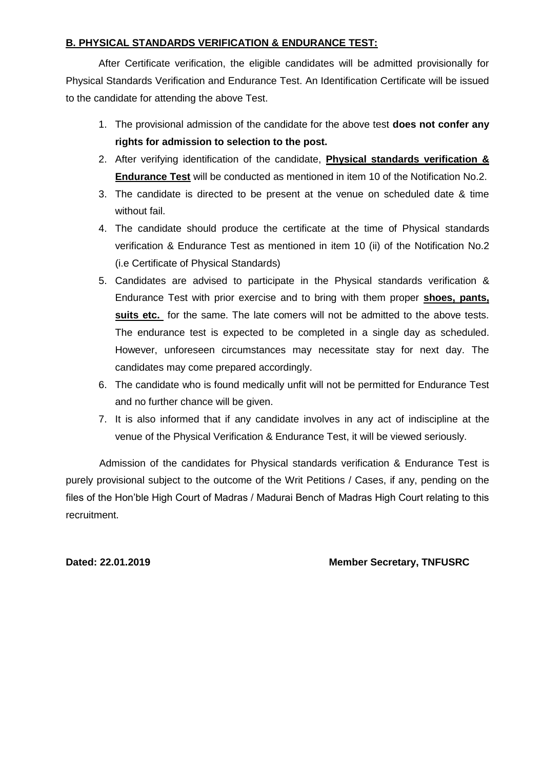## **B. PHYSICAL STANDARDS VERIFICATION & ENDURANCE TEST:**

After Certificate verification, the eligible candidates will be admitted provisionally for Physical Standards Verification and Endurance Test. An Identification Certificate will be issued to the candidate for attending the above Test.

1. The provisional admission of the candidate for the above test **does not confer any rights for admission to selection to the post.**
2. After verifying identification of the candidate, **Physical standards verification & Endurance Test** will be conducted as mentioned in item 10 of the Notification No.2.
3. The candidate is directed to be present at the venue on scheduled date & time without fail.
4. The candidate should produce the certificate at the time of Physical standards verification & Endurance Test as mentioned in item 10 (ii) of the Notification No.2 (i.e Certificate of Physical Standards)
5. Candidates are advised to participate in the Physical standards verification & Endurance Test with prior exercise and to bring with them proper **shoes, pants, suits etc.** for the same. The late comers will not be admitted to the above tests. The endurance test is expected to be completed in a single day as scheduled. However, unforeseen circumstances may necessitate stay for next day. The candidates may come prepared accordingly.
6. The candidate who is found medically unfit will not be permitted for Endurance Test and no further chance will be given.
7. It is also informed that if any candidate involves in any act of indiscipline at the venue of the Physical Verification & Endurance Test, it will be viewed seriously.

Admission of the candidates for Physical standards verification & Endurance Test is purely provisional subject to the outcome of the Writ Petitions / Cases, if any, pending on the files of the Hon'ble High Court of Madras / Madurai Bench of Madras High Court relating to this recruitment.

**Dated: 22.01.2019** **Member Secretary, TNFUSRC**